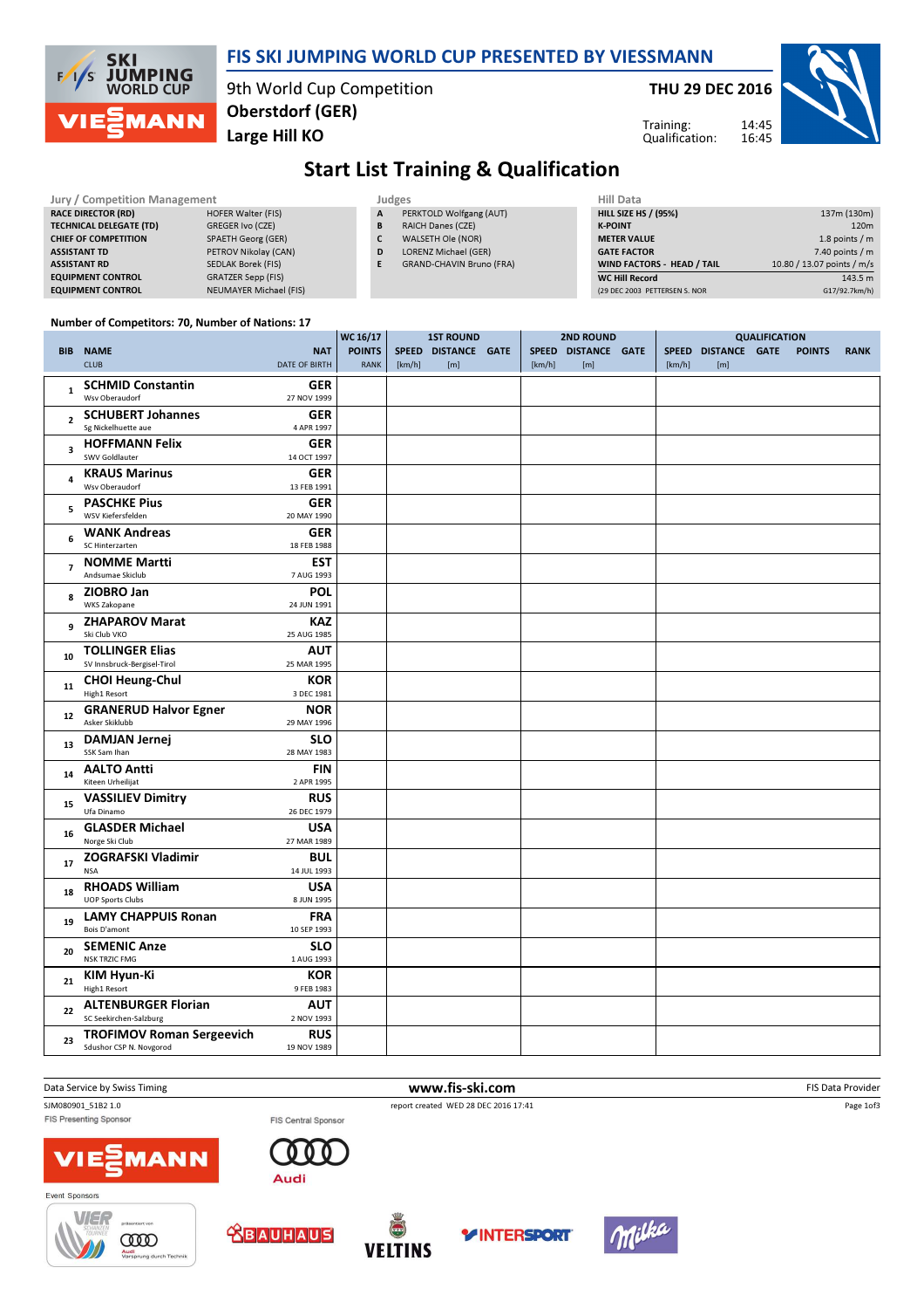# FIS SKI JUMPING WORLD CUP PRESENTED BY VIESSMANN

9th World Cup Competition
**Oberstdorf (GER)**
**Large Hill KO**

**THU 29 DEC 2016**

Training: 14:45
Qualification: 16:45

## Start List Training & Qualification

| Jury / Competition Management | |
|---|---|
| RACE DIRECTOR (RD) | HOFER Walter (FIS) |
| TECHNICAL DELEGATE (TD) | GREGER Ivo (CZE) |
| CHIEF OF COMPETITION | SPAETH Georg (GER) |
| ASSISTANT TD | PETROV Nikolay (CAN) |
| ASSISTANT RD | SEDLAK Borek (FIS) |
| EQUIPMENT CONTROL | GRATZER Sepp (FIS) |
| EQUIPMENT CONTROL | NEUMAYER Michael (FIS) |

| Judges | |
|---|---|
| A | PERKTOLD Wolfgang (AUT) |
| B | RAICH Danes (CZE) |
| C | WALSETH Ole (NOR) |
| D | LORENZ Michael (GER) |
| E | GRAND-CHAVIN Bruno (FRA) |

| Hill Data | |
|---|---|
| HILL SIZE HS / (95%) | 137m (130m) |
| K-POINT | 120m |
| METER VALUE | 1.8 points / m |
| GATE FACTOR | 7.40 points / m |
| WIND FACTORS - HEAD / TAIL | 10.80 / 13.07 points / m/s |
| WC Hill Record | 143.5 m |
| (29 DEC 2003 PETTERSEN S. NOR | G17/92.7km/h) |

Number of Competitors: 70, Number of Nations: 17

| BIB | NAME / CLUB | NAT / DATE OF BIRTH | WC 16/17 POINTS / RANK | 1ST ROUND SPEED [km/h] | 1ST ROUND DISTANCE [m] | 1ST ROUND GATE | 2ND ROUND SPEED [km/h] | 2ND ROUND DISTANCE [m] | 2ND ROUND GATE | QUALIFICATION SPEED [km/h] | QUALIFICATION DISTANCE [m] | QUALIFICATION GATE | QUALIFICATION POINTS | QUALIFICATION RANK |
|---|---|---|---|---|---|---|---|---|---|---|---|---|---|---|
| 1 | **SCHMID Constantin** Wsv Oberaudorf | **GER** 27 NOV 1999 | | | | | | | | | | | | |
| 2 | **SCHUBERT Johannes** Sg Nickelhuette aue | **GER** 4 APR 1997 | | | | | | | | | | | | |
| 3 | **HOFFMANN Felix** SWV Goldlauter | **GER** 14 OCT 1997 | | | | | | | | | | | | |
| 4 | **KRAUS Marinus** Wsv Oberaudorf | **GER** 13 FEB 1991 | | | | | | | | | | | | |
| 5 | **PASCHKE Pius** WSV Kiefersfelden | **GER** 20 MAY 1990 | | | | | | | | | | | | |
| 6 | **WANK Andreas** SC Hinterzarten | **GER** 18 FEB 1988 | | | | | | | | | | | | |
| 7 | **NOMME Martti** Andsumae Skiclub | **EST** 7 AUG 1993 | | | | | | | | | | | | |
| 8 | **ZIOBRO Jan** WKS Zakopane | **POL** 24 JUN 1991 | | | | | | | | | | | | |
| 9 | **ZHAPAROV Marat** Ski Club VKO | **KAZ** 25 AUG 1985 | | | | | | | | | | | | |
| 10 | **TOLLINGER Elias** SV Innsbruck-Bergisel-Tirol | **AUT** 25 MAR 1995 | | | | | | | | | | | | |
| 11 | **CHOI Heung-Chul** High1 Resort | **KOR** 3 DEC 1981 | | | | | | | | | | | | |
| 12 | **GRANERUD Halvor Egner** Asker Skiklubb | **NOR** 29 MAY 1996 | | | | | | | | | | | | |
| 13 | **DAMJAN Jernej** SSK Sam Ihan | **SLO** 28 MAY 1983 | | | | | | | | | | | | |
| 14 | **AALTO Antti** Kiteen Urheilijat | **FIN** 2 APR 1995 | | | | | | | | | | | | |
| 15 | **VASSILIEV Dimitry** Ufa Dinamo | **RUS** 26 DEC 1979 | | | | | | | | | | | | |
| 16 | **GLASDER Michael** Norge Ski Club | **USA** 27 MAR 1989 | | | | | | | | | | | | |
| 17 | **ZOGRAFSKI Vladimir** NSA | **BUL** 14 JUL 1993 | | | | | | | | | | | | |
| 18 | **RHOADS William** UOP Sports Clubs | **USA** 8 JUN 1995 | | | | | | | | | | | | |
| 19 | **LAMY CHAPPUIS Ronan** Bois D'amont | **FRA** 10 SEP 1993 | | | | | | | | | | | | |
| 20 | **SEMENIC Anze** NSK TRZIC FMG | **SLO** 1 AUG 1993 | | | | | | | | | | | | |
| 21 | **KIM Hyun-Ki** High1 Resort | **KOR** 9 FEB 1983 | | | | | | | | | | | | |
| 22 | **ALTENBURGER Florian** SC Seekirchen-Salzburg | **AUT** 2 NOV 1993 | | | | | | | | | | | | |
| 23 | **TROFIMOV Roman Sergeevich** Sdushor CSP N. Novgorod | **RUS** 19 NOV 1989 | | | | | | | | | | | | |

Data Service by Swiss Timing — www.fis-ski.com — FIS Data Provider

SJM080901_51B2 1.0 — report created WED 28 DEC 2016 17:41

FIS Presenting Sponsor: VIESSMANN — FIS Central Sponsor: Audi

Event Sponsors: VIER SCHANZEN TOURNEE, BAUHAUS, VELTINS, INTERSPORT, Milka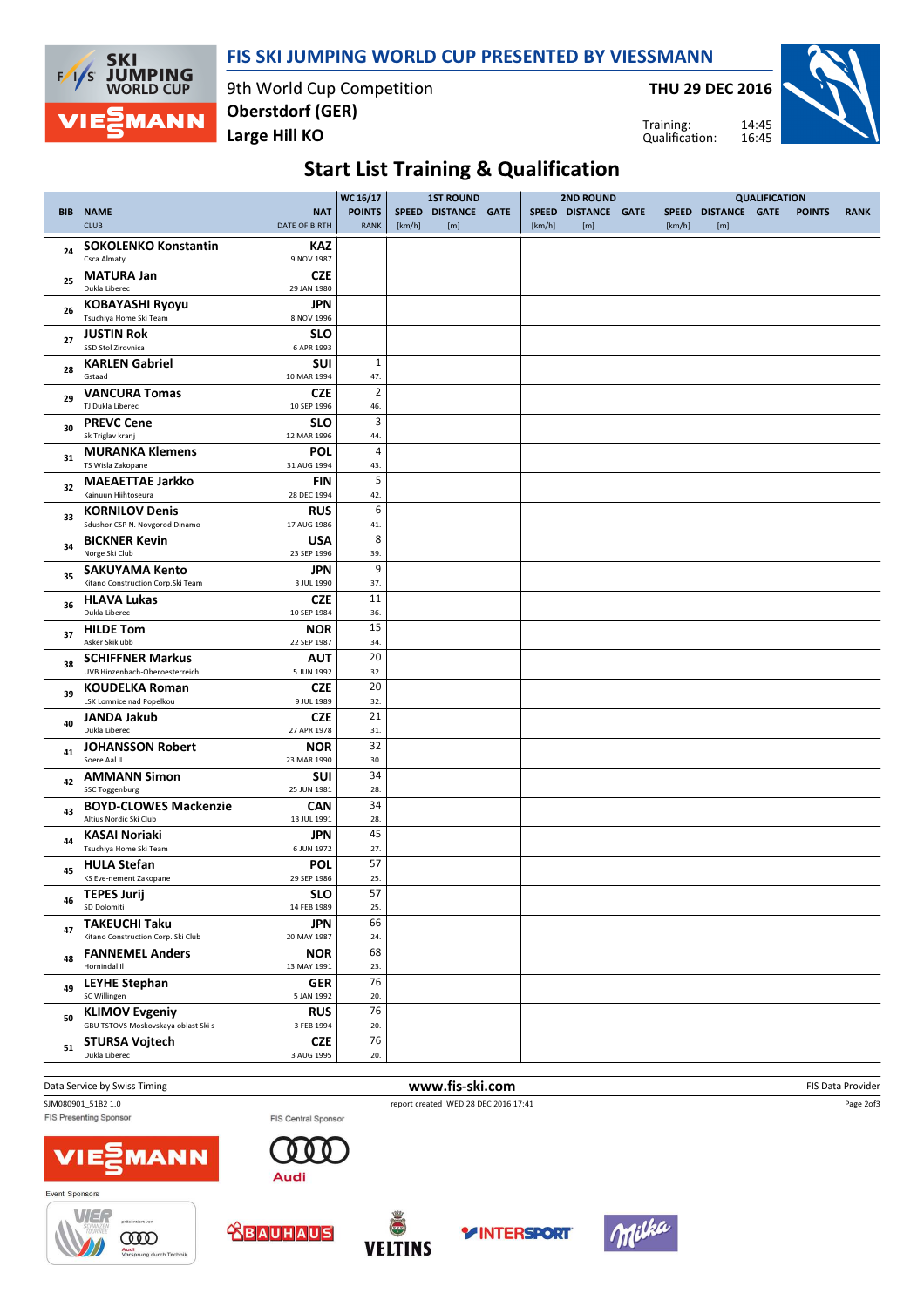# FIS SKI JUMPING WORLD CUP PRESENTED BY VIESSMANN

9th World Cup Competition
**Oberstdorf (GER)**
**Large Hill KO**

**THU 29 DEC 2016**

Training: 14:45
Qualification: 16:45

## Start List Training & Qualification

| BIB | NAME<br>CLUB | NAT<br>DATE OF BIRTH | WC 16/17 POINTS<br>RANK | 1ST ROUND SPEED [km/h] | 1ST ROUND DISTANCE [m] | 1ST ROUND GATE | 2ND ROUND SPEED [km/h] | 2ND ROUND DISTANCE [m] | 2ND ROUND GATE | QUALIFICATION SPEED [km/h] | QUALIFICATION DISTANCE [m] | QUALIFICATION GATE | QUALIFICATION POINTS | QUALIFICATION RANK |
|---|---|---|---|---|---|---|---|---|---|---|---|---|---|---|
| 24 | **SOKOLENKO Konstantin**<br>Csca Almaty | **KAZ**<br>9 NOV 1987 | | | | | | | | | | | | |
| 25 | **MATURA Jan**<br>Dukla Liberec | **CZE**<br>29 JAN 1980 | | | | | | | | | | | | |
| 26 | **KOBAYASHI Ryoyu**<br>Tsuchiya Home Ski Team | **JPN**<br>8 NOV 1996 | | | | | | | | | | | | |
| 27 | **JUSTIN Rok**<br>SSD Stol Zirovnica | **SLO**<br>6 APR 1993 | | | | | | | | | | | | |
| 28 | **KARLEN Gabriel**<br>Gstaad | **SUI**<br>10 MAR 1994 | 1<br>47. | | | | | | | | | | | |
| 29 | **VANCURA Tomas**<br>TJ Dukla Liberec | **CZE**<br>10 SEP 1996 | 2<br>46. | | | | | | | | | | | |
| 30 | **PREVC Cene**<br>Sk Triglav kranj | **SLO**<br>12 MAR 1996 | 3<br>44. | | | | | | | | | | | |
| 31 | **MURANKA Klemens**<br>TS Wisla Zakopane | **POL**<br>31 AUG 1994 | 4<br>43. | | | | | | | | | | | |
| 32 | **MAEAETTAE Jarkko**<br>Kainuun Hiihtoseura | **FIN**<br>28 DEC 1994 | 5<br>42. | | | | | | | | | | | |
| 33 | **KORNILOV Denis**<br>Sdushor CSP N. Novgorod Dinamo | **RUS**<br>17 AUG 1986 | 6<br>41. | | | | | | | | | | | |
| 34 | **BICKNER Kevin**<br>Norge Ski Club | **USA**<br>23 SEP 1996 | 8<br>39. | | | | | | | | | | | |
| 35 | **SAKUYAMA Kento**<br>Kitano Construction Corp.Ski Team | **JPN**<br>3 JUL 1990 | 9<br>37. | | | | | | | | | | | |
| 36 | **HLAVA Lukas**<br>Dukla Liberec | **CZE**<br>10 SEP 1984 | 11<br>36. | | | | | | | | | | | |
| 37 | **HILDE Tom**<br>Asker Skiklubb | **NOR**<br>22 SEP 1987 | 15<br>34. | | | | | | | | | | | |
| 38 | **SCHIFFNER Markus**<br>UVB Hinzenbach-Oberoesterreich | **AUT**<br>5 JUN 1992 | 20<br>32. | | | | | | | | | | | |
| 39 | **KOUDELKA Roman**<br>LSK Lomnice nad Popelkou | **CZE**<br>9 JUL 1989 | 20<br>32. | | | | | | | | | | | |
| 40 | **JANDA Jakub**<br>Dukla Liberec | **CZE**<br>27 APR 1978 | 21<br>31. | | | | | | | | | | | |
| 41 | **JOHANSSON Robert**<br>Soere Aal IL | **NOR**<br>23 MAR 1990 | 32<br>30. | | | | | | | | | | | |
| 42 | **AMMANN Simon**<br>SSC Toggenburg | **SUI**<br>25 JUN 1981 | 34<br>28. | | | | | | | | | | | |
| 43 | **BOYD-CLOWES Mackenzie**<br>Altius Nordic Ski Club | **CAN**<br>13 JUL 1991 | 34<br>28. | | | | | | | | | | | |
| 44 | **KASAI Noriaki**<br>Tsuchiya Home Ski Team | **JPN**<br>6 JUN 1972 | 45<br>27. | | | | | | | | | | | |
| 45 | **HULA Stefan**<br>KS Eve-nement Zakopane | **POL**<br>29 SEP 1986 | 57<br>25. | | | | | | | | | | | |
| 46 | **TEPES Jurij**<br>SD Dolomiti | **SLO**<br>14 FEB 1989 | 57<br>25. | | | | | | | | | | | |
| 47 | **TAKEUCHI Taku**<br>Kitano Construction Corp. Ski Club | **JPN**<br>20 MAY 1987 | 66<br>24. | | | | | | | | | | | |
| 48 | **FANNEMEL Anders**<br>Hornindal Il | **NOR**<br>13 MAY 1991 | 68<br>23. | | | | | | | | | | | |
| 49 | **LEYHE Stephan**<br>SC Willingen | **GER**<br>5 JAN 1992 | 76<br>20. | | | | | | | | | | | |
| 50 | **KLIMOV Evgeniy**<br>GBU TSTOVS Moskovskaya oblast Ski s | **RUS**<br>3 FEB 1994 | 76<br>20. | | | | | | | | | | | |
| 51 | **STURSA Vojtech**<br>Dukla Liberec | **CZE**<br>3 AUG 1995 | 76<br>20. | | | | | | | | | | | |

Data Service by Swiss Timing — www.fis-ski.com — FIS Data Provider

SJM080901_51B2 1.0 — report created WED 28 DEC 2016 17:41

FIS Presenting Sponsor: VIESSMANN — FIS Central Sponsor: Audi

Event Sponsors: VIER SCHANZEN TOURNEE, BAUHAUS, VELTINS, INTERSPORT, Milka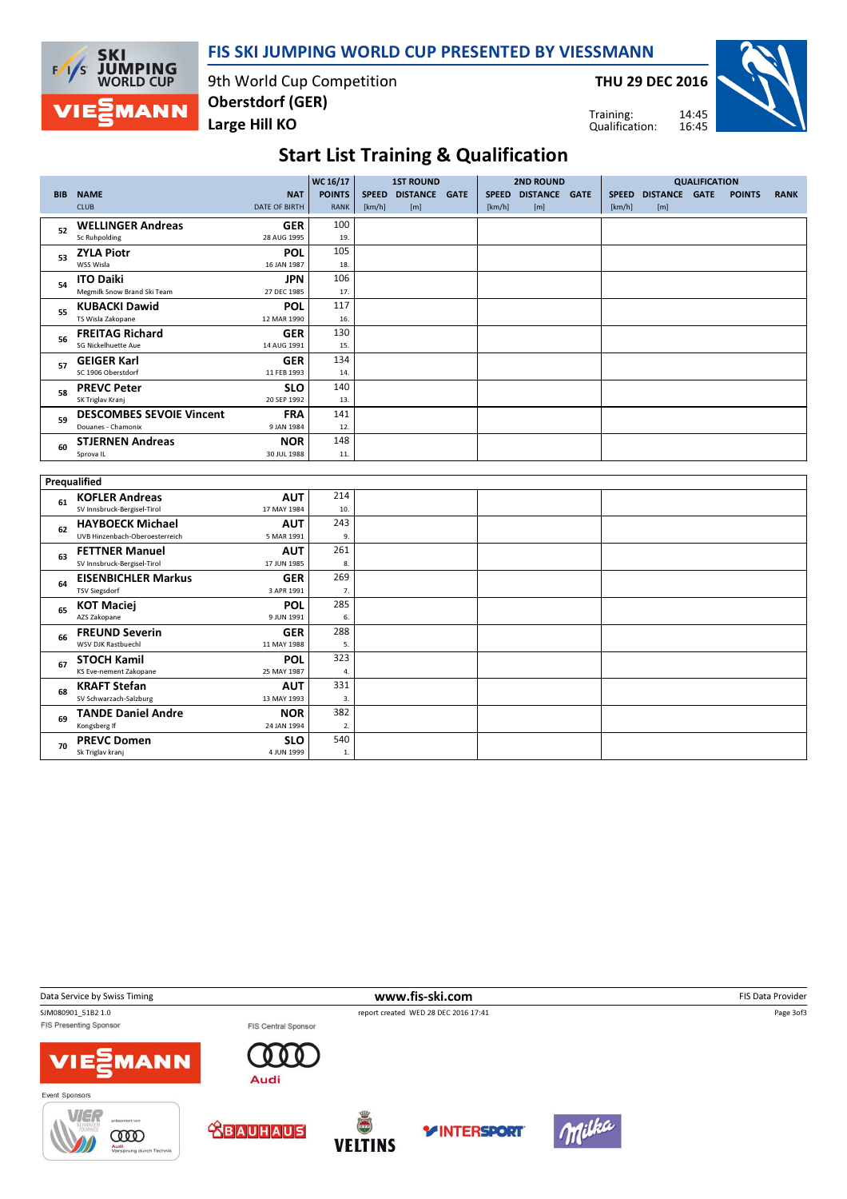# FIS SKI JUMPING WORLD CUP PRESENTED BY VIESSMANN

9th World Cup Competition
**Oberstdorf (GER)**
**Large Hill KO**

**THU 29 DEC 2016**

Training: 14:45
Qualification: 16:45

## Start List Training & Qualification

| BIB | NAME / CLUB | NAT / DATE OF BIRTH | WC 16/17 POINTS / RANK | 1ST ROUND SPEED [km/h] | 1ST ROUND DISTANCE [m] | 1ST ROUND GATE | 2ND ROUND SPEED [km/h] | 2ND ROUND DISTANCE [m] | 2ND ROUND GATE | QUALIFICATION SPEED [km/h] | QUALIFICATION DISTANCE [m] | QUALIFICATION GATE | QUALIFICATION POINTS | QUALIFICATION RANK |
|---|---|---|---|---|---|---|---|---|---|---|---|---|---|---|
| 52 | **WELLINGER Andreas** Sc Ruhpolding | GER 28 AUG 1995 | 100 19. | | | | | | | | | | | |
| 53 | **ZYLA Piotr** WSS Wisla | POL 16 JAN 1987 | 105 18. | | | | | | | | | | | |
| 54 | **ITO Daiki** Megmilk Snow Brand Ski Team | JPN 27 DEC 1985 | 106 17. | | | | | | | | | | | |
| 55 | **KUBACKI Dawid** TS Wisla Zakopane | POL 12 MAR 1990 | 117 16. | | | | | | | | | | | |
| 56 | **FREITAG Richard** SG Nickelhuette Aue | GER 14 AUG 1991 | 130 15. | | | | | | | | | | | |
| 57 | **GEIGER Karl** SC 1906 Oberstdorf | GER 11 FEB 1993 | 134 14. | | | | | | | | | | | |
| 58 | **PREVC Peter** SK Triglav Kranj | SLO 20 SEP 1992 | 140 13. | | | | | | | | | | | |
| 59 | **DESCOMBES SEVOIE Vincent** Douanes - Chamonix | FRA 9 JAN 1984 | 141 12. | | | | | | | | | | | |
| 60 | **STJERNEN Andreas** Sprova IL | NOR 30 JUL 1988 | 148 11. | | | | | | | | | | | |
| **Prequalified** | | | | | | | | | | | | | | |
| 61 | **KOFLER Andreas** SV Innsbruck-Bergisel-Tirol | AUT 17 MAY 1984 | 214 10. | | | | | | | | | | | |
| 62 | **HAYBOECK Michael** UVB Hinzenbach-Oberoesterreich | AUT 5 MAR 1991 | 243 9. | | | | | | | | | | | |
| 63 | **FETTNER Manuel** SV Innsbruck-Bergisel-Tirol | AUT 17 JUN 1985 | 261 8. | | | | | | | | | | | |
| 64 | **EISENBICHLER Markus** TSV Siegsdorf | GER 3 APR 1991 | 269 7. | | | | | | | | | | | |
| 65 | **KOT Maciej** AZS Zakopane | POL 9 JUN 1991 | 285 6. | | | | | | | | | | | |
| 66 | **FREUND Severin** WSV DJK Rastbuechl | GER 11 MAY 1988 | 288 5. | | | | | | | | | | | |
| 67 | **STOCH Kamil** KS Eve-nement Zakopane | POL 25 MAY 1987 | 323 4. | | | | | | | | | | | |
| 68 | **KRAFT Stefan** SV Schwarzach-Salzburg | AUT 13 MAY 1993 | 331 3. | | | | | | | | | | | |
| 69 | **TANDE Daniel Andre** Kongsberg If | NOR 24 JAN 1994 | 382 2. | | | | | | | | | | | |
| 70 | **PREVC Domen** Sk Triglav kranj | SLO 4 JUN 1999 | 540 1. | | | | | | | | | | | |

Data Service by Swiss Timing | www.fis-ski.com | FIS Data Provider

SJM080901_51B2 1.0 | report created WED 28 DEC 2016 17:41

FIS Presenting Sponsor: VIESSMANN | FIS Central Sponsor: Audi

Event Sponsors: VIER SCHANZEN TOURNEE, BAUHAUS, VELTINS, INTERSPORT, Milka